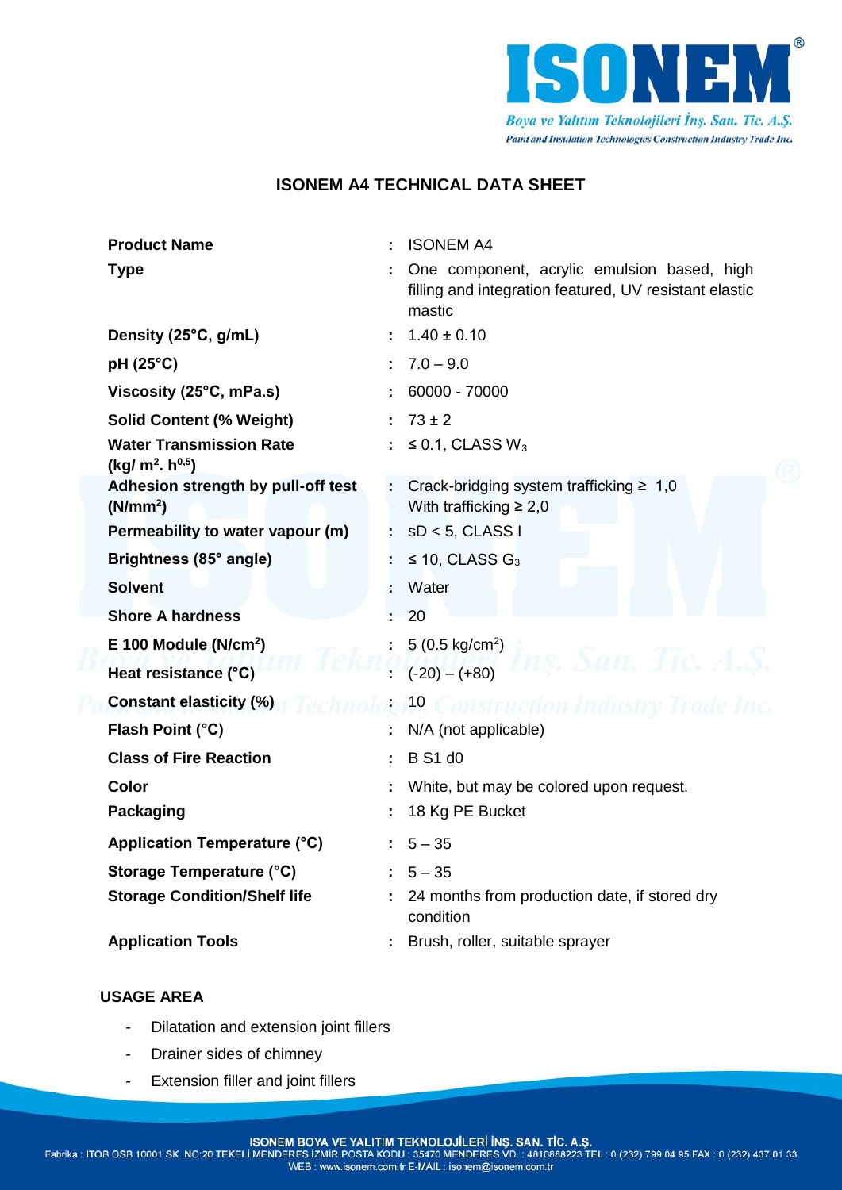# ISONEM A4 TECHNICAL DATA SHEET

| | | |
|---|---|---|
| **Product Name** | : | ISONEM A4 |
| **Type** | : | One component, acrylic emulsion based, high filling and integration featured, UV resistant elastic mastic |
| **Density (25°C, g/mL)** | : | 1.40 ± 0.10 |
| **pH (25°C)** | : | 7.0 – 9.0 |
| **Viscosity (25°C, mPa.s)** | : | 60000 - 70000 |
| **Solid Content (% Weight)** | : | 73 ± 2 |
| **Water Transmission Rate (kg/ $m^2$. $h^{0,5}$)** | : | ≤ 0.1, CLASS $W_3$ |
| **Adhesion strength by pull-off test ($N/mm^2$)** | : | Crack-bridging system trafficking ≥ 1,0<br>With trafficking ≥ 2,0 |
| **Permeability to water vapour (m)** | : | sD < 5, CLASS I |
| **Brightness (85° angle)** | : | ≤ 10, CLASS $G_3$ |
| **Solvent** | : | Water |
| **Shore A hardness** | : | 20 |
| **E 100 Module ($N/cm^2$)** | : | 5 (0.5 $kg/cm^2$) |
| **Heat resistance (°C)** | : | (-20) – (+80) |
| **Constant elasticity (%)** | : | 10 |
| **Flash Point (°C)** | : | N/A (not applicable) |
| **Class of Fire Reaction** | : | B S1 d0 |
| **Color** | : | White, but may be colored upon request. |
| **Packaging** | : | 18 Kg PE Bucket |
| **Application Temperature (°C)** | : | 5 – 35 |
| **Storage Temperature (°C)** | : | 5 – 35 |
| **Storage Condition/Shelf life** | : | 24 months from production date, if stored dry condition |
| **Application Tools** | : | Brush, roller, suitable sprayer |

## USAGE AREA

- Dilatation and extension joint fillers
- Drainer sides of chimney
- Extension filler and joint fillers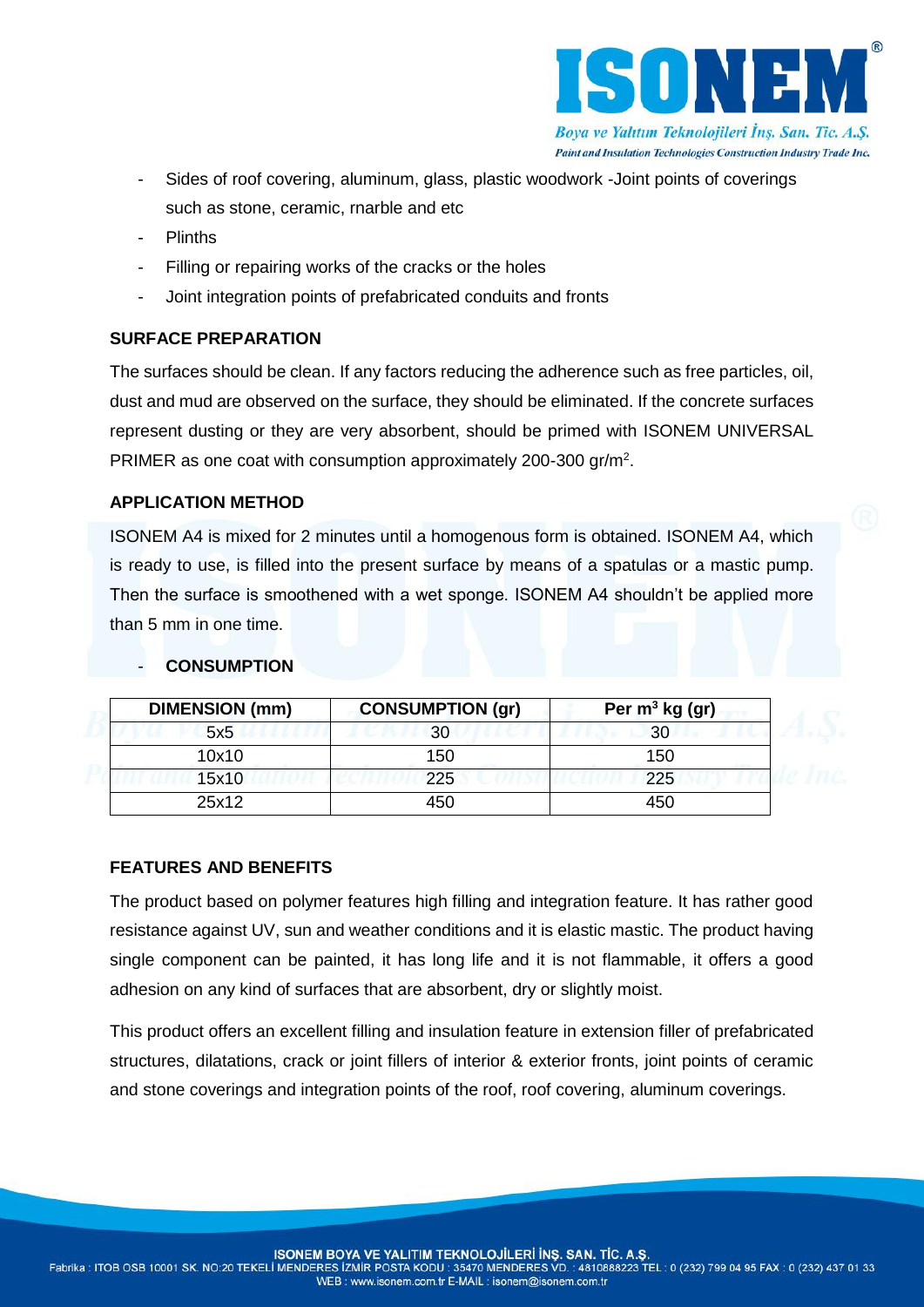- Sides of roof covering, aluminum, glass, plastic woodwork -Joint points of coverings such as stone, ceramic, rnarble and etc
- Plinths
- Filling or repairing works of the cracks or the holes
- Joint integration points of prefabricated conduits and fronts

**SURFACE PREPARATION**

The surfaces should be clean. If any factors reducing the adherence such as free particles, oil, dust and mud are observed on the surface, they should be eliminated. If the concrete surfaces represent dusting or they are very absorbent, should be primed with ISONEM UNIVERSAL PRIMER as one coat with consumption approximately 200-300 gr/m$^2$.

**APPLICATION METHOD**

ISONEM A4 is mixed for 2 minutes until a homogenous form is obtained. ISONEM A4, which is ready to use, is filled into the present surface by means of a spatulas or a mastic pump. Then the surface is smoothened with a wet sponge. ISONEM A4 shouldn't be applied more than 5 mm in one time.

- **CONSUMPTION**

| DIMENSION (mm) | CONSUMPTION (gr) | Per m$^3$ kg (gr) |
|---|---|---|
| 5x5 | 30 | 30 |
| 10x10 | 150 | 150 |
| 15x10 | 225 | 225 |
| 25x12 | 450 | 450 |

**FEATURES AND BENEFITS**

The product based on polymer features high filling and integration feature. It has rather good resistance against UV, sun and weather conditions and it is elastic mastic. The product having single component can be painted, it has long life and it is not flammable, it offers a good adhesion on any kind of surfaces that are absorbent, dry or slightly moist.

This product offers an excellent filling and insulation feature in extension filler of prefabricated structures, dilatations, crack or joint fillers of interior & exterior fronts, joint points of ceramic and stone coverings and integration points of the roof, roof covering, aluminum coverings.